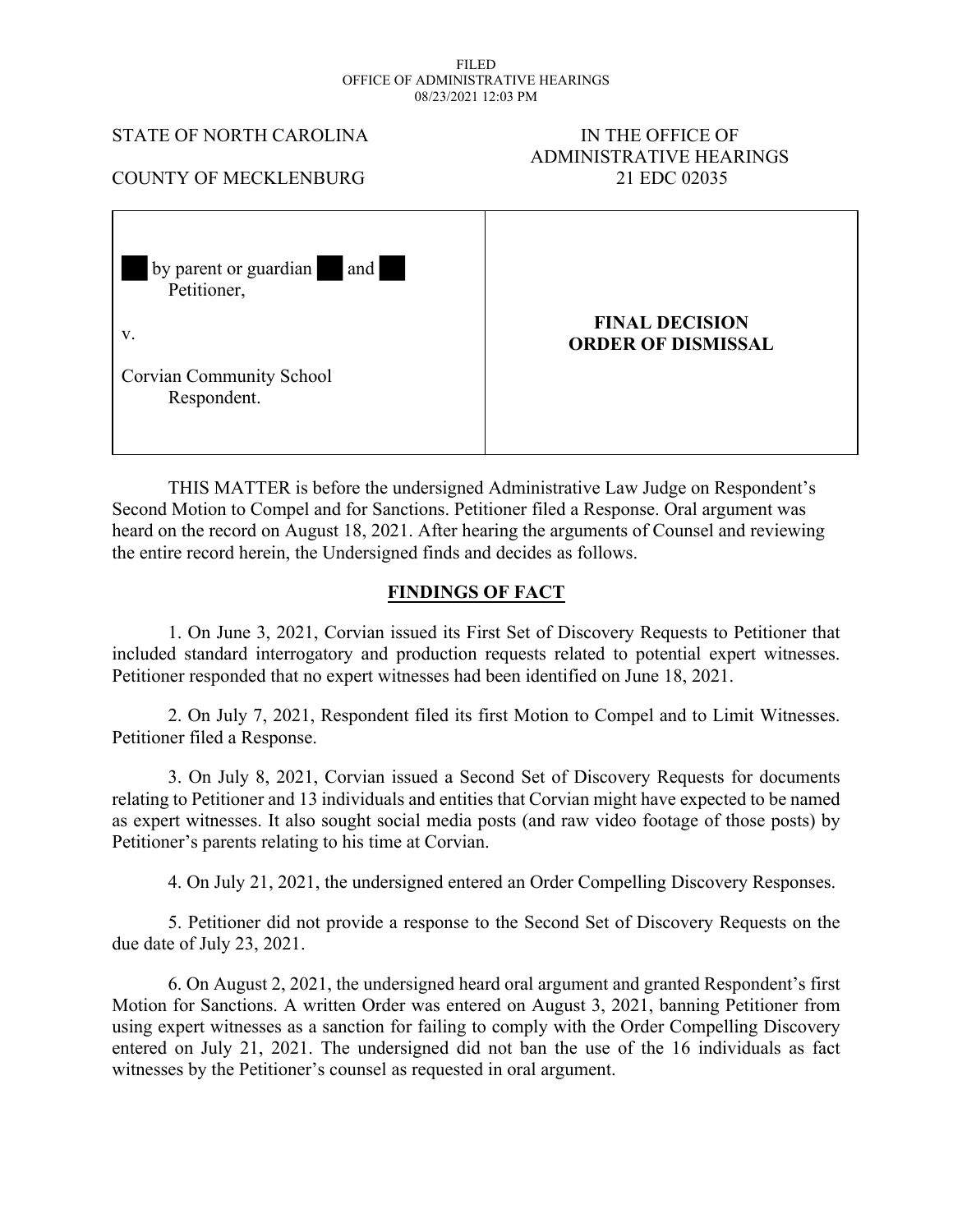FILED
OFFICE OF ADMINISTRATIVE HEARINGS
08/23/2021 12:03 PM

STATE OF NORTH CAROLINA

COUNTY OF MECKLENBURG

IN THE OFFICE OF
ADMINISTRATIVE HEARINGS
21 EDC 02035

| | |
|---|---|
| ███ by parent or guardian ███ and ███<br>Petitioner,<br><br>v.<br><br>Corvian Community School<br>Respondent. | **FINAL DECISION**<br>**ORDER OF DISMISSAL** |

THIS MATTER is before the undersigned Administrative Law Judge on Respondent's Second Motion to Compel and for Sanctions. Petitioner filed a Response. Oral argument was heard on the record on August 18, 2021. After hearing the arguments of Counsel and reviewing the entire record herein, the Undersigned finds and decides as follows.

## FINDINGS OF FACT

1. On June 3, 2021, Corvian issued its First Set of Discovery Requests to Petitioner that included standard interrogatory and production requests related to potential expert witnesses. Petitioner responded that no expert witnesses had been identified on June 18, 2021.

2. On July 7, 2021, Respondent filed its first Motion to Compel and to Limit Witnesses. Petitioner filed a Response.

3. On July 8, 2021, Corvian issued a Second Set of Discovery Requests for documents relating to Petitioner and 13 individuals and entities that Corvian might have expected to be named as expert witnesses. It also sought social media posts (and raw video footage of those posts) by Petitioner's parents relating to his time at Corvian.

4. On July 21, 2021, the undersigned entered an Order Compelling Discovery Responses.

5. Petitioner did not provide a response to the Second Set of Discovery Requests on the due date of July 23, 2021.

6. On August 2, 2021, the undersigned heard oral argument and granted Respondent's first Motion for Sanctions. A written Order was entered on August 3, 2021, banning Petitioner from using expert witnesses as a sanction for failing to comply with the Order Compelling Discovery entered on July 21, 2021. The undersigned did not ban the use of the 16 individuals as fact witnesses by the Petitioner's counsel as requested in oral argument.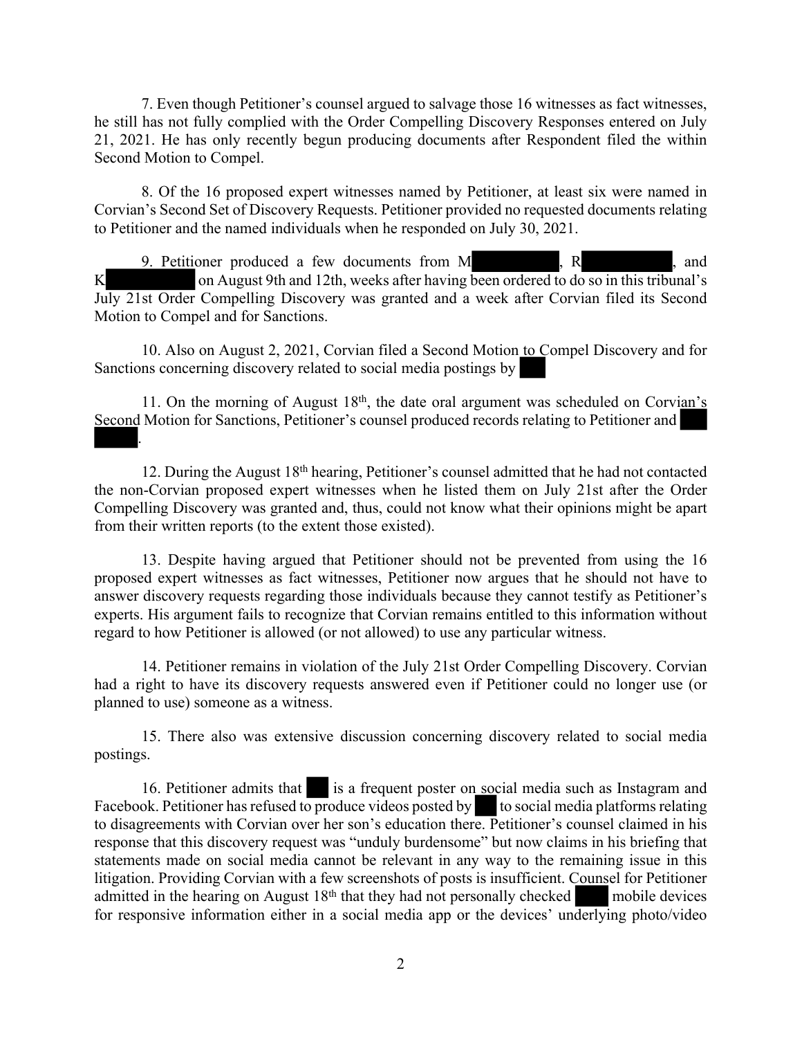7. Even though Petitioner's counsel argued to salvage those 16 witnesses as fact witnesses, he still has not fully complied with the Order Compelling Discovery Responses entered on July 21, 2021. He has only recently begun producing documents after Respondent filed the within Second Motion to Compel.

8. Of the 16 proposed expert witnesses named by Petitioner, at least six were named in Corvian's Second Set of Discovery Requests. Petitioner provided no requested documents relating to Petitioner and the named individuals when he responded on July 30, 2021.

9. Petitioner produced a few documents from M██████████, R██████████, and K██████████ on August 9th and 12th, weeks after having been ordered to do so in this tribunal's July 21st Order Compelling Discovery was granted and a week after Corvian filed its Second Motion to Compel and for Sanctions.

10. Also on August 2, 2021, Corvian filed a Second Motion to Compel Discovery and for Sanctions concerning discovery related to social media postings by ███

11. On the morning of August 18th, the date oral argument was scheduled on Corvian's Second Motion for Sanctions, Petitioner's counsel produced records relating to Petitioner and ███ ███.

12. During the August 18th hearing, Petitioner's counsel admitted that he had not contacted the non-Corvian proposed expert witnesses when he listed them on July 21st after the Order Compelling Discovery was granted and, thus, could not know what their opinions might be apart from their written reports (to the extent those existed).

13. Despite having argued that Petitioner should not be prevented from using the 16 proposed expert witnesses as fact witnesses, Petitioner now argues that he should not have to answer discovery requests regarding those individuals because they cannot testify as Petitioner's experts. His argument fails to recognize that Corvian remains entitled to this information without regard to how Petitioner is allowed (or not allowed) to use any particular witness.

14. Petitioner remains in violation of the July 21st Order Compelling Discovery. Corvian had a right to have its discovery requests answered even if Petitioner could no longer use (or planned to use) someone as a witness.

15. There also was extensive discussion concerning discovery related to social media postings.

16. Petitioner admits that ███ is a frequent poster on social media such as Instagram and Facebook. Petitioner has refused to produce videos posted by ███ to social media platforms relating to disagreements with Corvian over her son's education there. Petitioner's counsel claimed in his response that this discovery request was "unduly burdensome" but now claims in his briefing that statements made on social media cannot be relevant in any way to the remaining issue in this litigation. Providing Corvian with a few screenshots of posts is insufficient. Counsel for Petitioner admitted in the hearing on August 18th that they had not personally checked ███ mobile devices for responsive information either in a social media app or the devices' underlying photo/video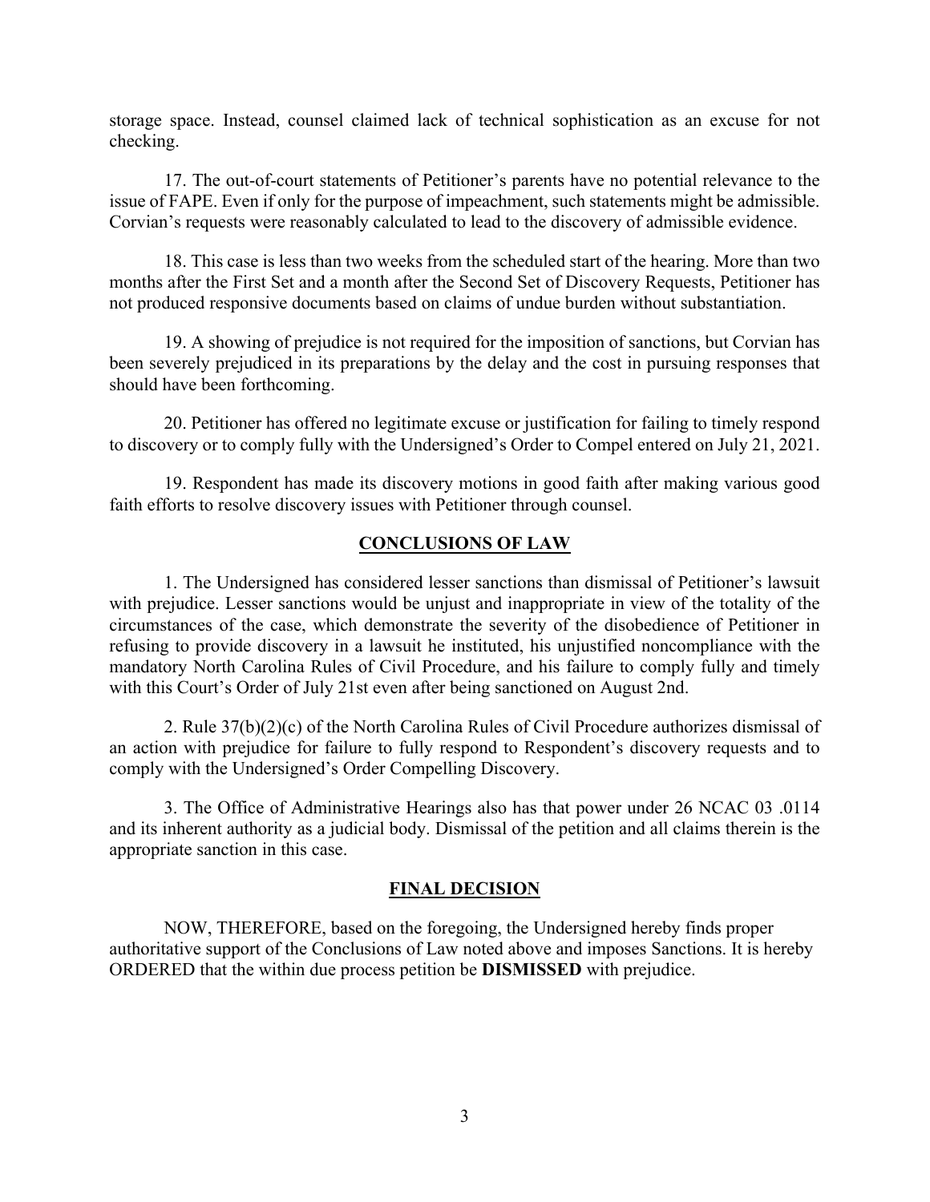storage space. Instead, counsel claimed lack of technical sophistication as an excuse for not checking.

17. The out-of-court statements of Petitioner's parents have no potential relevance to the issue of FAPE. Even if only for the purpose of impeachment, such statements might be admissible. Corvian's requests were reasonably calculated to lead to the discovery of admissible evidence.

18. This case is less than two weeks from the scheduled start of the hearing. More than two months after the First Set and a month after the Second Set of Discovery Requests, Petitioner has not produced responsive documents based on claims of undue burden without substantiation.

19. A showing of prejudice is not required for the imposition of sanctions, but Corvian has been severely prejudiced in its preparations by the delay and the cost in pursuing responses that should have been forthcoming.

20. Petitioner has offered no legitimate excuse or justification for failing to timely respond to discovery or to comply fully with the Undersigned's Order to Compel entered on July 21, 2021.

19. Respondent has made its discovery motions in good faith after making various good faith efforts to resolve discovery issues with Petitioner through counsel.

## CONCLUSIONS OF LAW

1. The Undersigned has considered lesser sanctions than dismissal of Petitioner's lawsuit with prejudice. Lesser sanctions would be unjust and inappropriate in view of the totality of the circumstances of the case, which demonstrate the severity of the disobedience of Petitioner in refusing to provide discovery in a lawsuit he instituted, his unjustified noncompliance with the mandatory North Carolina Rules of Civil Procedure, and his failure to comply fully and timely with this Court's Order of July 21st even after being sanctioned on August 2nd.

2. Rule 37(b)(2)(c) of the North Carolina Rules of Civil Procedure authorizes dismissal of an action with prejudice for failure to fully respond to Respondent's discovery requests and to comply with the Undersigned's Order Compelling Discovery.

3. The Office of Administrative Hearings also has that power under 26 NCAC 03 .0114 and its inherent authority as a judicial body. Dismissal of the petition and all claims therein is the appropriate sanction in this case.

## FINAL DECISION

NOW, THEREFORE, based on the foregoing, the Undersigned hereby finds proper authoritative support of the Conclusions of Law noted above and imposes Sanctions. It is hereby ORDERED that the within due process petition be **DISMISSED** with prejudice.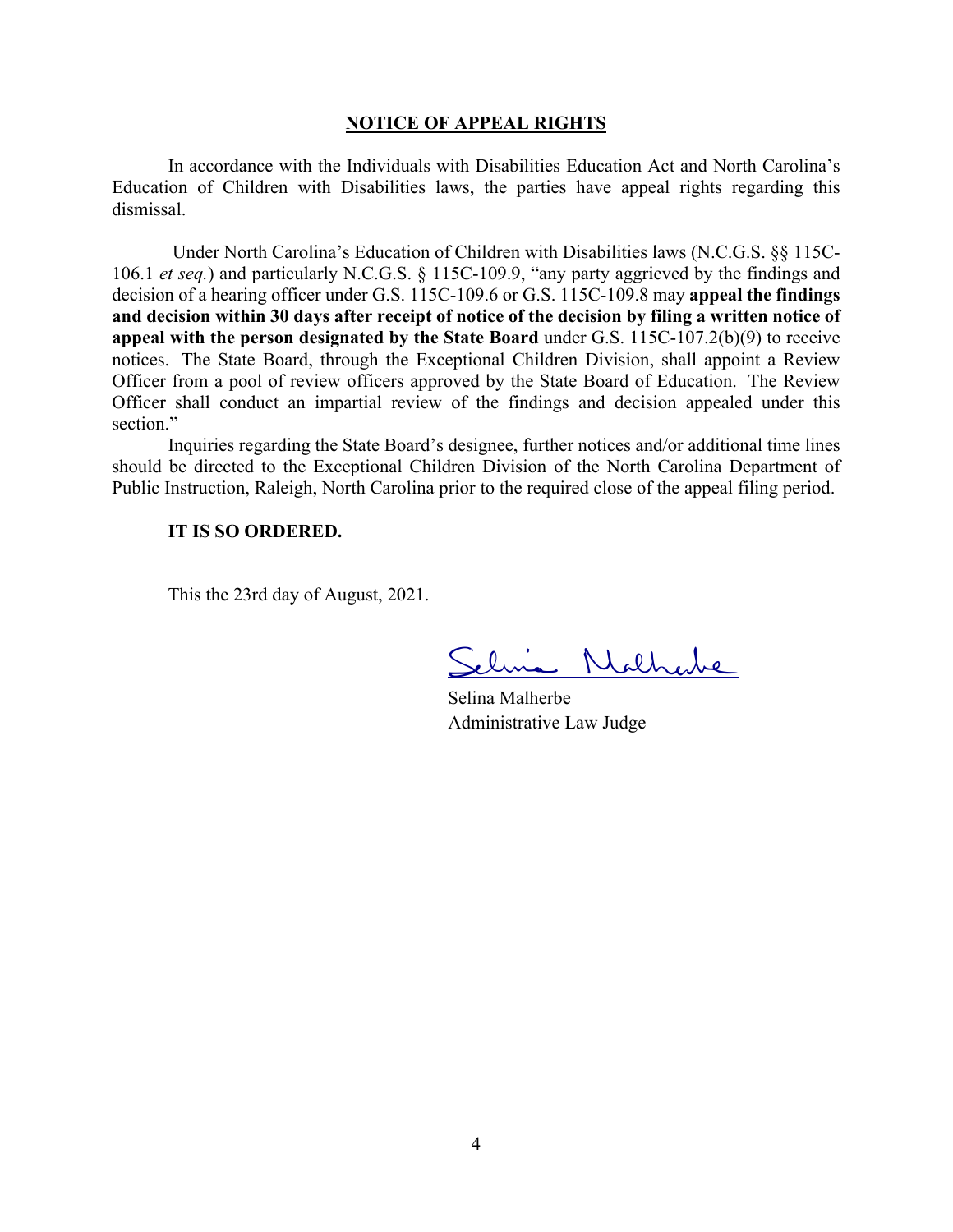**NOTICE OF APPEAL RIGHTS**

In accordance with the Individuals with Disabilities Education Act and North Carolina's Education of Children with Disabilities laws, the parties have appeal rights regarding this dismissal.

Under North Carolina's Education of Children with Disabilities laws (N.C.G.S. §§ 115C-106.1 *et seq.*) and particularly N.C.G.S. § 115C-109.9, "any party aggrieved by the findings and decision of a hearing officer under G.S. 115C-109.6 or G.S. 115C-109.8 may **appeal the findings and decision within 30 days after receipt of notice of the decision by filing a written notice of appeal with the person designated by the State Board** under G.S. 115C-107.2(b)(9) to receive notices. The State Board, through the Exceptional Children Division, shall appoint a Review Officer from a pool of review officers approved by the State Board of Education. The Review Officer shall conduct an impartial review of the findings and decision appealed under this section."

Inquiries regarding the State Board's designee, further notices and/or additional time lines should be directed to the Exceptional Children Division of the North Carolina Department of Public Instruction, Raleigh, North Carolina prior to the required close of the appeal filing period.

**IT IS SO ORDERED.**

This the 23rd day of August, 2021.

Selina Malherbe
Administrative Law Judge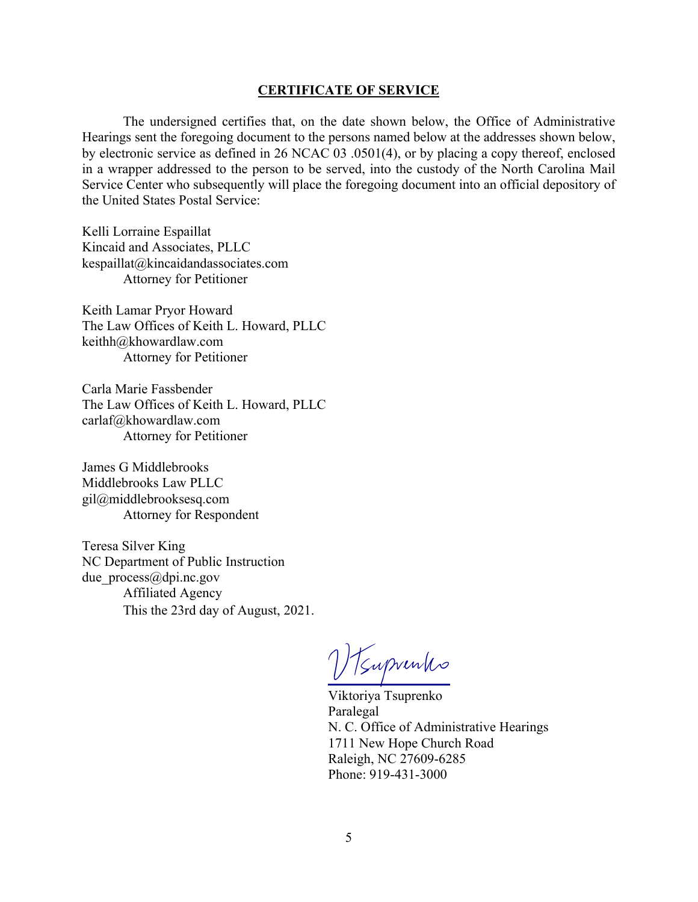**CERTIFICATE OF SERVICE**

The undersigned certifies that, on the date shown below, the Office of Administrative Hearings sent the foregoing document to the persons named below at the addresses shown below, by electronic service as defined in 26 NCAC 03 .0501(4), or by placing a copy thereof, enclosed in a wrapper addressed to the person to be served, into the custody of the North Carolina Mail Service Center who subsequently will place the foregoing document into an official depository of the United States Postal Service:

Kelli Lorraine Espaillat
Kincaid and Associates, PLLC
kespaillat@kincaidandassociates.com
Attorney for Petitioner

Keith Lamar Pryor Howard
The Law Offices of Keith L. Howard, PLLC
keithh@khowardlaw.com
Attorney for Petitioner

Carla Marie Fassbender
The Law Offices of Keith L. Howard, PLLC
carlaf@khowardlaw.com
Attorney for Petitioner

James G Middlebrooks
Middlebrooks Law PLLC
gil@middlebrooksesq.com
Attorney for Respondent

Teresa Silver King
NC Department of Public Instruction
due_process@dpi.nc.gov
Affiliated Agency

This the 23rd day of August, 2021.

V Tsuprenko

Viktoriya Tsuprenko
Paralegal
N. C. Office of Administrative Hearings
1711 New Hope Church Road
Raleigh, NC 27609-6285
Phone: 919-431-3000